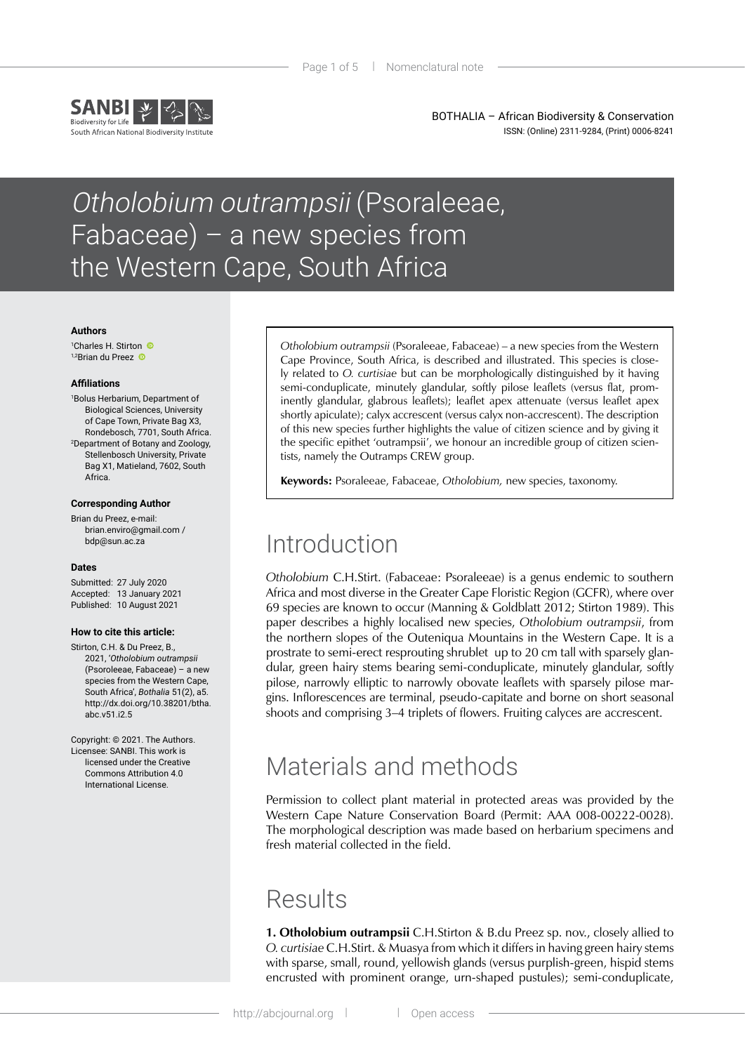# *Otholobium outrampsii* (Psoraleeae, Fabaceae) – a new species from the Western Cape, South Africa

**Authors**

[1]Charles H. Stirton
[1,2]Brian du Preez

**Affiliations**

[1]Bolus Herbarium, Department of Biological Sciences, University of Cape Town, Private Bag X3, Rondebosch, 7701, South Africa.
[2]Department of Botany and Zoology, Stellenbosch University, Private Bag X1, Matieland, 7602, South Africa.

**Corresponding Author**

Brian du Preez, e-mail: brian.enviro@gmail.com / bdp@sun.ac.za

**Dates**

Submitted: 27 July 2020
Accepted: 13 January 2021
Published: 10 August 2021

**How to cite this article:**

Stirton, C.H. & Du Preez, B., 2021, '*Otholobium outrampsii* (Psoroleeae, Fabaceae) – a new species from the Western Cape, South Africa', *Bothalia* 51(2), a5. http://dx.doi.org/10.38201/btha.abc.v51.i2.5

Copyright: © 2021. The Authors. Licensee: SANBI. This work is licensed under the Creative Commons Attribution 4.0 International License.

*Otholobium outrampsii* (Psoraleeae, Fabaceae) – a new species from the Western Cape Province, South Africa, is described and illustrated. This species is closely related to *O. curtisiae* but can be morphologically distinguished by it having semi-conduplicate, minutely glandular, softly pilose leaflets (versus flat, prominently glandular, glabrous leaflets); leaflet apex attenuate (versus leaflet apex shortly apiculate); calyx accrescent (versus calyx non-accrescent). The description of this new species further highlights the value of citizen science and by giving it the specific epithet 'outrampsii', we honour an incredible group of citizen scientists, namely the Outramps CREW group.

**Keywords:** Psoraleeae, Fabaceae, *Otholobium,* new species, taxonomy.

## Introduction

*Otholobium* C.H.Stirt. (Fabaceae: Psoraleeae) is a genus endemic to southern Africa and most diverse in the Greater Cape Floristic Region (GCFR), where over 69 species are known to occur (Manning & Goldblatt 2012; Stirton 1989). This paper describes a highly localised new species, *Otholobium outrampsii*, from the northern slopes of the Outeniqua Mountains in the Western Cape. It is a prostrate to semi-erect resprouting shrublet up to 20 cm tall with sparsely glandular, green hairy stems bearing semi-conduplicate, minutely glandular, softly pilose, narrowly elliptic to narrowly obovate leaflets with sparsely pilose margins. Inflorescences are terminal, pseudo-capitate and borne on short seasonal shoots and comprising 3–4 triplets of flowers. Fruiting calyces are accrescent.

## Materials and methods

Permission to collect plant material in protected areas was provided by the Western Cape Nature Conservation Board (Permit: AAA 008-00222-0028). The morphological description was made based on herbarium specimens and fresh material collected in the field.

## Results

**1. Otholobium outrampsii** C.H.Stirton & B.du Preez sp. nov., closely allied to *O. curtisiae* C.H.Stirt. & Muasya from which it differs in having green hairy stems with sparse, small, round, yellowish glands (versus purplish-green, hispid stems encrusted with prominent orange, urn-shaped pustules); semi-conduplicate,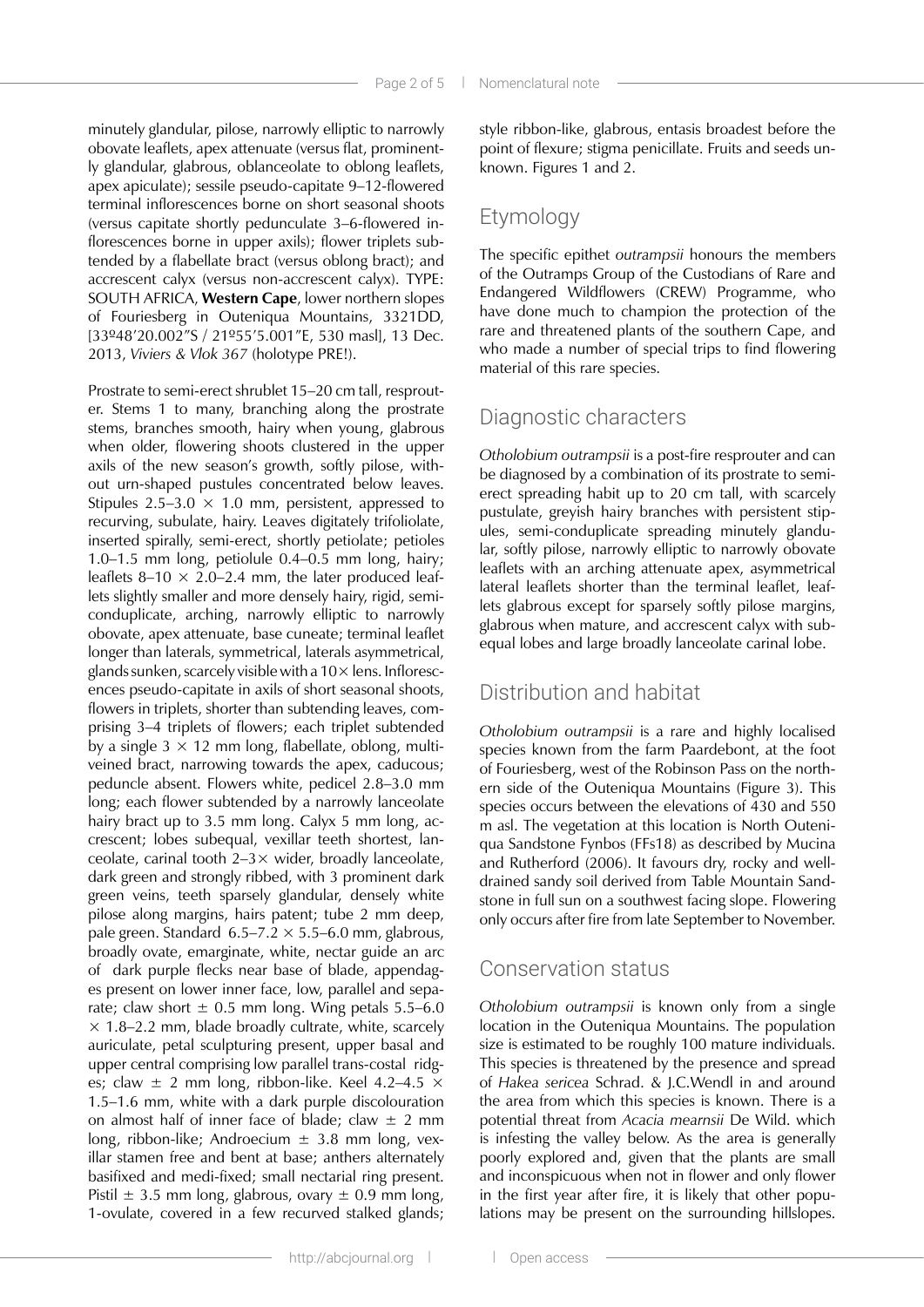minutely glandular, pilose, narrowly elliptic to narrowly obovate leaflets, apex attenuate (versus flat, prominently glandular, glabrous, oblanceolate to oblong leaflets, apex apiculate); sessile pseudo-capitate 9–12-flowered terminal inflorescences borne on short seasonal shoots (versus capitate shortly pedunculate 3–6-flowered inflorescences borne in upper axils); flower triplets subtended by a flabellate bract (versus oblong bract); and accrescent calyx (versus non-accrescent calyx). TYPE: SOUTH AFRICA, **Western Cape**, lower northern slopes of Fouriesberg in Outeniqua Mountains, 3321DD, [33º48'20.002"S / 21º55'5.001"E, 530 masl], 13 Dec. 2013, *Viviers & Vlok 367* (holotype PRE!).

Prostrate to semi-erect shrublet 15–20 cm tall, resprouter. Stems 1 to many, branching along the prostrate stems, branches smooth, hairy when young, glabrous when older, flowering shoots clustered in the upper axils of the new season's growth, softly pilose, without urn-shaped pustules concentrated below leaves. Stipules 2.5–3.0 × 1.0 mm, persistent, appressed to recurving, subulate, hairy. Leaves digitately trifoliolate, inserted spirally, semi-erect, shortly petiolate; petioles 1.0–1.5 mm long, petiolule 0.4–0.5 mm long, hairy; leaflets 8–10 × 2.0–2.4 mm, the later produced leaflets slightly smaller and more densely hairy, rigid, semi-conduplicate, arching, narrowly elliptic to narrowly obovate, apex attenuate, base cuneate; terminal leaflet longer than laterals, symmetrical, laterals asymmetrical, glands sunken, scarcely visible with a 10× lens. Inflorescences pseudo-capitate in axils of short seasonal shoots, flowers in triplets, shorter than subtending leaves, comprising 3–4 triplets of flowers; each triplet subtended by a single 3 × 12 mm long, flabellate, oblong, multi-veined bract, narrowing towards the apex, caducous; peduncle absent. Flowers white, pedicel 2.8–3.0 mm long; each flower subtended by a narrowly lanceolate hairy bract up to 3.5 mm long. Calyx 5 mm long, accrescent; lobes subequal, vexillar teeth shortest, lanceolate, carinal tooth 2–3× wider, broadly lanceolate, dark green and strongly ribbed, with 3 prominent dark green veins, teeth sparsely glandular, densely white pilose along margins, hairs patent; tube 2 mm deep, pale green. Standard 6.5–7.2 × 5.5–6.0 mm, glabrous, broadly ovate, emarginate, white, nectar guide an arc of dark purple flecks near base of blade, appendages present on lower inner face, low, parallel and separate; claw short ± 0.5 mm long. Wing petals 5.5–6.0 × 1.8–2.2 mm, blade broadly cultrate, white, scarcely auriculate, petal sculpturing present, upper basal and upper central comprising low parallel trans-costal ridges; claw ± 2 mm long, ribbon-like. Keel 4.2–4.5 × 1.5–1.6 mm, white with a dark purple discolouration on almost half of inner face of blade; claw ± 2 mm long, ribbon-like; Androecium ± 3.8 mm long, vexillar stamen free and bent at base; anthers alternately basifixed and medi-fixed; small nectarial ring present. Pistil ± 3.5 mm long, glabrous, ovary ± 0.9 mm long, 1-ovulate, covered in a few recurved stalked glands; style ribbon-like, glabrous, entasis broadest before the point of flexure; stigma penicillate. Fruits and seeds unknown. Figures 1 and 2.

## Etymology

The specific epithet *outrampsii* honours the members of the Outramps Group of the Custodians of Rare and Endangered Wildflowers (CREW) Programme, who have done much to champion the protection of the rare and threatened plants of the southern Cape, and who made a number of special trips to find flowering material of this rare species.

## Diagnostic characters

*Otholobium outrampsii* is a post-fire resprouter and can be diagnosed by a combination of its prostrate to semi-erect spreading habit up to 20 cm tall, with scarcely pustulate, greyish hairy branches with persistent stipules, semi-conduplicate spreading minutely glandular, softly pilose, narrowly elliptic to narrowly obovate leaflets with an arching attenuate apex, asymmetrical lateral leaflets shorter than the terminal leaflet, leaflets glabrous except for sparsely softly pilose margins, glabrous when mature, and accrescent calyx with subequal lobes and large broadly lanceolate carinal lobe.

## Distribution and habitat

*Otholobium outrampsii* is a rare and highly localised species known from the farm Paardebont, at the foot of Fouriesberg, west of the Robinson Pass on the northern side of the Outeniqua Mountains (Figure 3). This species occurs between the elevations of 430 and 550 m asl. The vegetation at this location is North Outeniqua Sandstone Fynbos (FFs18) as described by Mucina and Rutherford (2006). It favours dry, rocky and well-drained sandy soil derived from Table Mountain Sandstone in full sun on a southwest facing slope. Flowering only occurs after fire from late September to November.

## Conservation status

*Otholobium outrampsii* is known only from a single location in the Outeniqua Mountains. The population size is estimated to be roughly 100 mature individuals. This species is threatened by the presence and spread of *Hakea sericea* Schrad. & J.C.Wendl in and around the area from which this species is known. There is a potential threat from *Acacia mearnsii* De Wild. which is infesting the valley below. As the area is generally poorly explored and, given that the plants are small and inconspicuous when not in flower and only flower in the first year after fire, it is likely that other populations may be present on the surrounding hillslopes.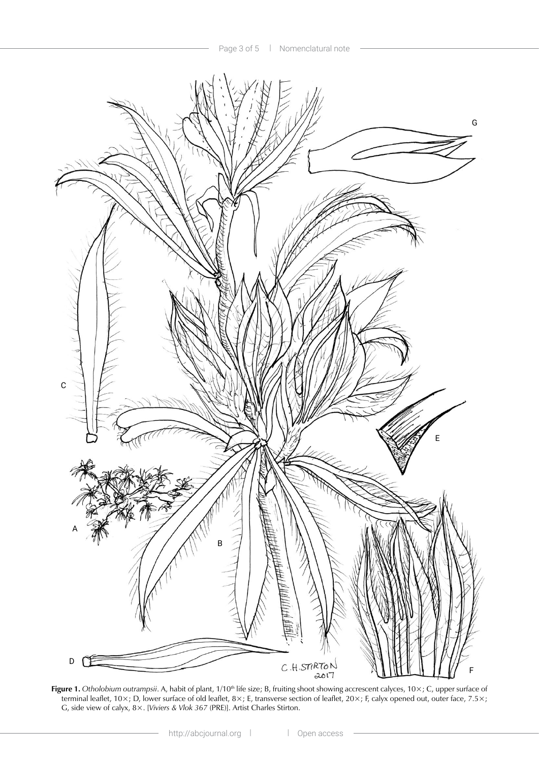**Figure 1.** *Otholobium outrampsii*. A, habit of plant, 1/10[th] life size; B, fruiting shoot showing accrescent calyces, 10×; C, upper surface of terminal leaflet, 10×; D, lower surface of old leaflet, 8×; E, transverse section of leaflet, 20×; F, calyx opened out, outer face, 7.5×; G, side view of calyx, 8×. [*Viviers & Vlok 367* (PRE)]. Artist Charles Stirton.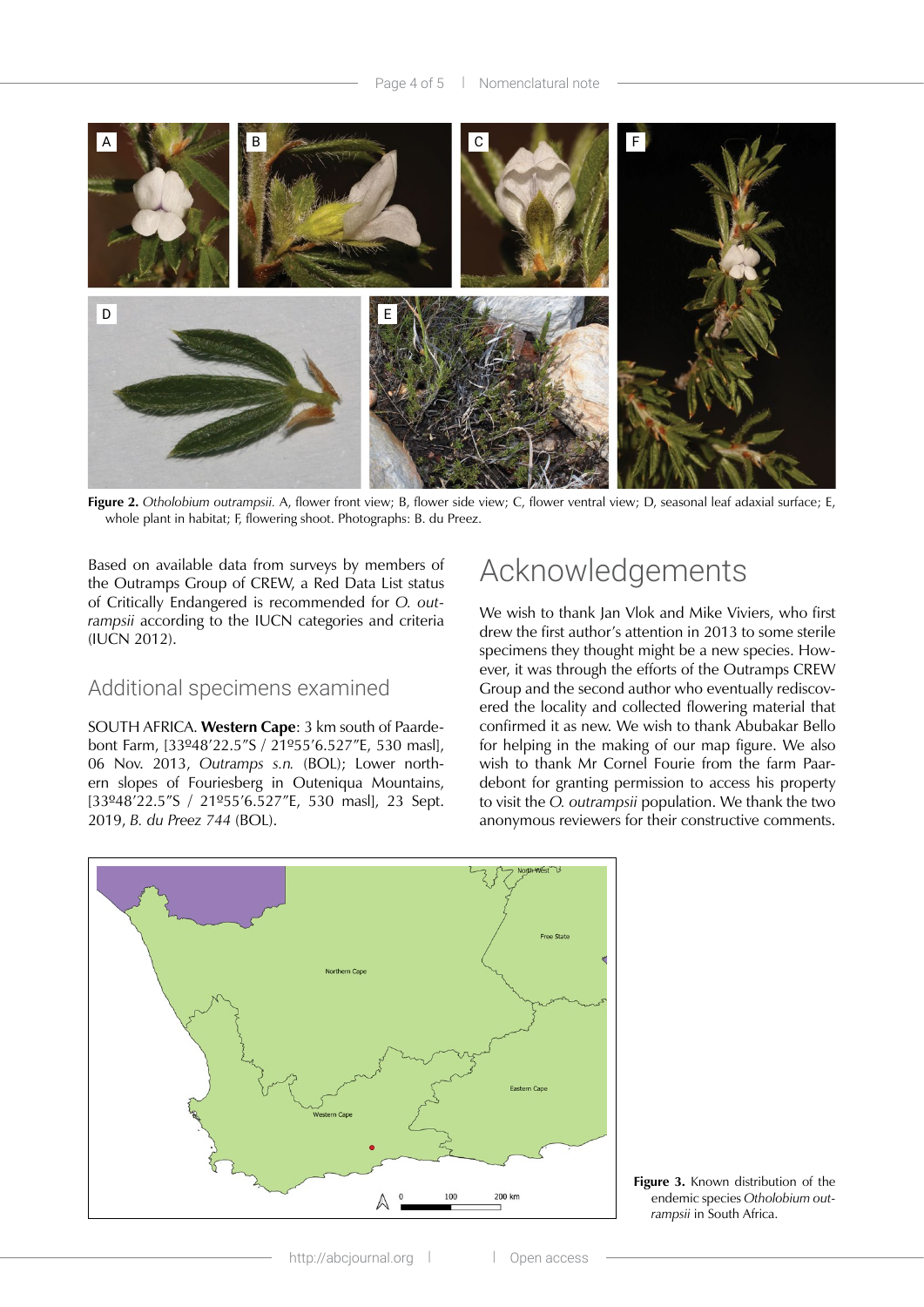**Figure 2.** *Otholobium outrampsii.* A, flower front view; B, flower side view; C, flower ventral view; D, seasonal leaf adaxial surface; E, whole plant in habitat; F, flowering shoot. Photographs: B. du Preez.

Based on available data from surveys by members of the Outramps Group of CREW, a Red Data List status of Critically Endangered is recommended for *O. outrampsii* according to the IUCN categories and criteria (IUCN 2012).

## Additional specimens examined

SOUTH AFRICA. **Western Cape**: 3 km south of Paardebont Farm, [33º48′22.5″S / 21º55′6.527″E, 530 masl], 06 Nov. 2013, *Outramps s.n.* (BOL); Lower northern slopes of Fouriesberg in Outeniqua Mountains, [33º48′22.5″S / 21º55′6.527″E, 530 masl], 23 Sept. 2019, *B. du Preez 744* (BOL).

# Acknowledgements

We wish to thank Jan Vlok and Mike Viviers, who first drew the first author's attention in 2013 to some sterile specimens they thought might be a new species. However, it was through the efforts of the Outramps CREW Group and the second author who eventually rediscovered the locality and collected flowering material that confirmed it as new. We wish to thank Abubakar Bello for helping in the making of our map figure. We also wish to thank Mr Cornel Fourie from the farm Paardebont for granting permission to access his property to visit the *O. outrampsii* population. We thank the two anonymous reviewers for their constructive comments.

**Figure 3.** Known distribution of the endemic species *Otholobium outrampsii* in South Africa.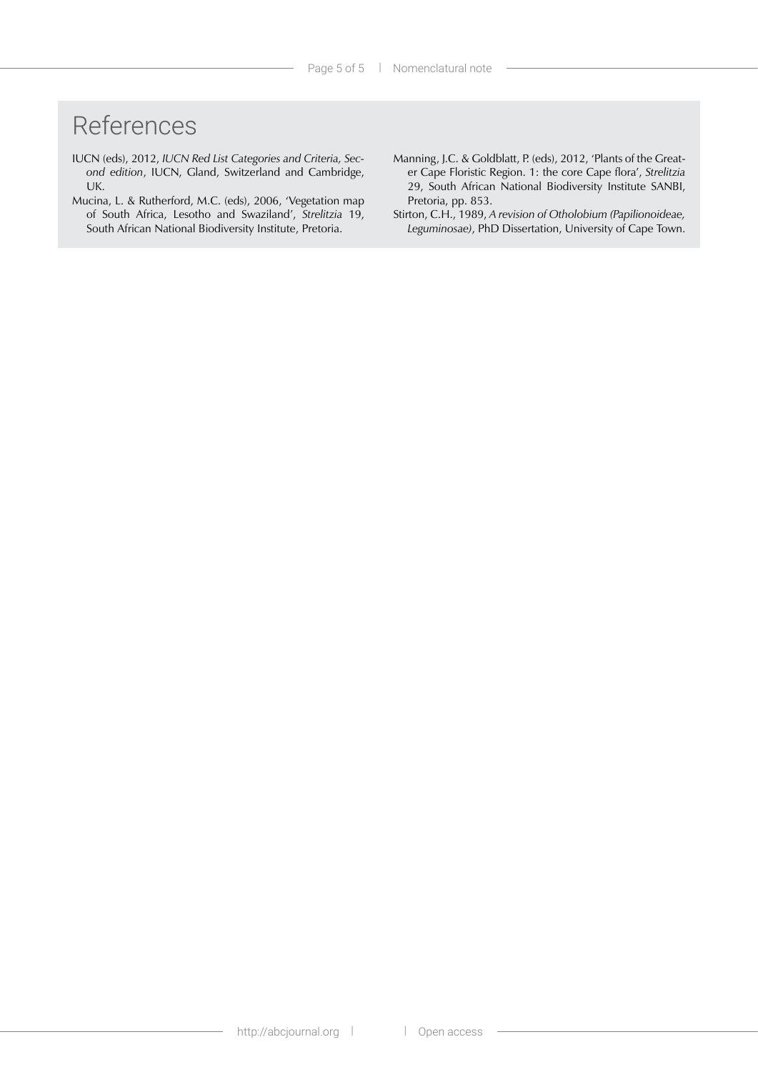# References

IUCN (eds), 2012, *IUCN Red List Categories and Criteria, Second edition*, IUCN, Gland, Switzerland and Cambridge, UK.

Mucina, L. & Rutherford, M.C. (eds), 2006, 'Vegetation map of South Africa, Lesotho and Swaziland', *Strelitzia* 19, South African National Biodiversity Institute, Pretoria.

Manning, J.C. & Goldblatt, P. (eds), 2012, 'Plants of the Greater Cape Floristic Region. 1: the core Cape flora', *Strelitzia* 29, South African National Biodiversity Institute SANBI, Pretoria, pp. 853.

Stirton, C.H., 1989, *A revision of Otholobium (Papilionoideae, Leguminosae)*, PhD Dissertation, University of Cape Town.